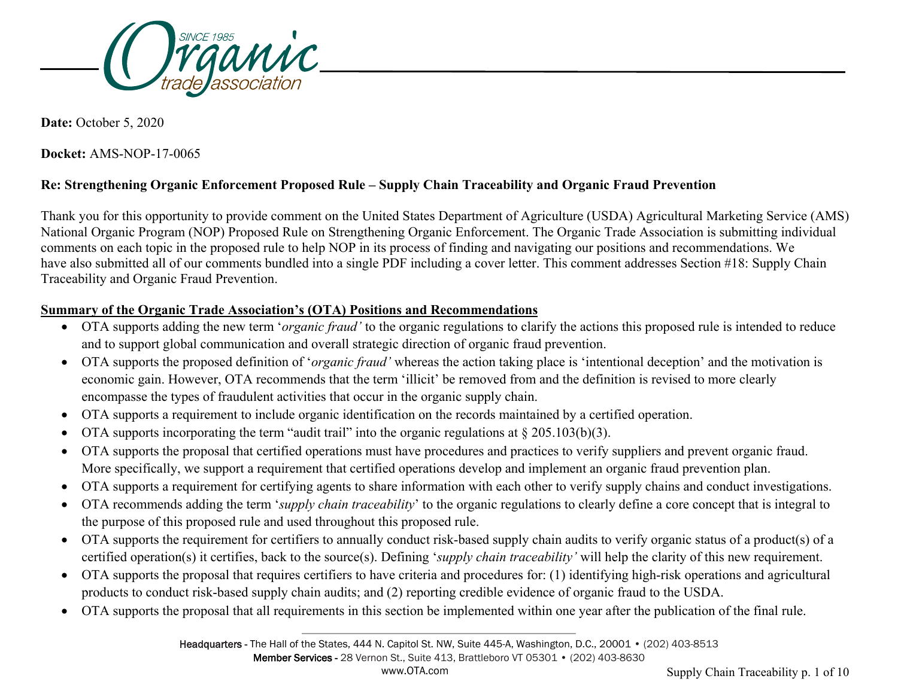**Date:** October 5, 2020

**Docket:** AMS-NOP-17-0065

**Re: Strengthening Organic Enforcement Proposed Rule – Supply Chain Traceability and Organic Fraud Prevention**

Thank you for this opportunity to provide comment on the United States Department of Agriculture (USDA) Agricultural Marketing Service (AMS) National Organic Program (NOP) Proposed Rule on Strengthening Organic Enforcement. The Organic Trade Association is submitting individual comments on each topic in the proposed rule to help NOP in its process of finding and navigating our positions and recommendations. We have also submitted all of our comments bundled into a single PDF including a cover letter. This comment addresses Section #18: Supply Chain Traceability and Organic Fraud Prevention.

**Summary of the Organic Trade Association's (OTA) Positions and Recommendations**

- OTA supports adding the new term '*organic fraud'* to the organic regulations to clarify the actions this proposed rule is intended to reduce and to support global communication and overall strategic direction of organic fraud prevention.
- OTA supports the proposed definition of '*organic fraud'* whereas the action taking place is 'intentional deception' and the motivation is economic gain. However, OTA recommends that the term 'illicit' be removed from and the definition is revised to more clearly encompasse the types of fraudulent activities that occur in the organic supply chain.
- OTA supports a requirement to include organic identification on the records maintained by a certified operation.
- OTA supports incorporating the term "audit trail" into the organic regulations at § 205.103(b)(3).
- OTA supports the proposal that certified operations must have procedures and practices to verify suppliers and prevent organic fraud. More specifically, we support a requirement that certified operations develop and implement an organic fraud prevention plan.
- OTA supports a requirement for certifying agents to share information with each other to verify supply chains and conduct investigations.
- OTA recommends adding the term '*supply chain traceability*' to the organic regulations to clearly define a core concept that is integral to the purpose of this proposed rule and used throughout this proposed rule.
- OTA supports the requirement for certifiers to annually conduct risk-based supply chain audits to verify organic status of a product(s) of a certified operation(s) it certifies, back to the source(s). Defining '*supply chain traceability'* will help the clarity of this new requirement.
- OTA supports the proposal that requires certifiers to have criteria and procedures for: (1) identifying high-risk operations and agricultural products to conduct risk-based supply chain audits; and (2) reporting credible evidence of organic fraud to the USDA.
- OTA supports the proposal that all requirements in this section be implemented within one year after the publication of the final rule.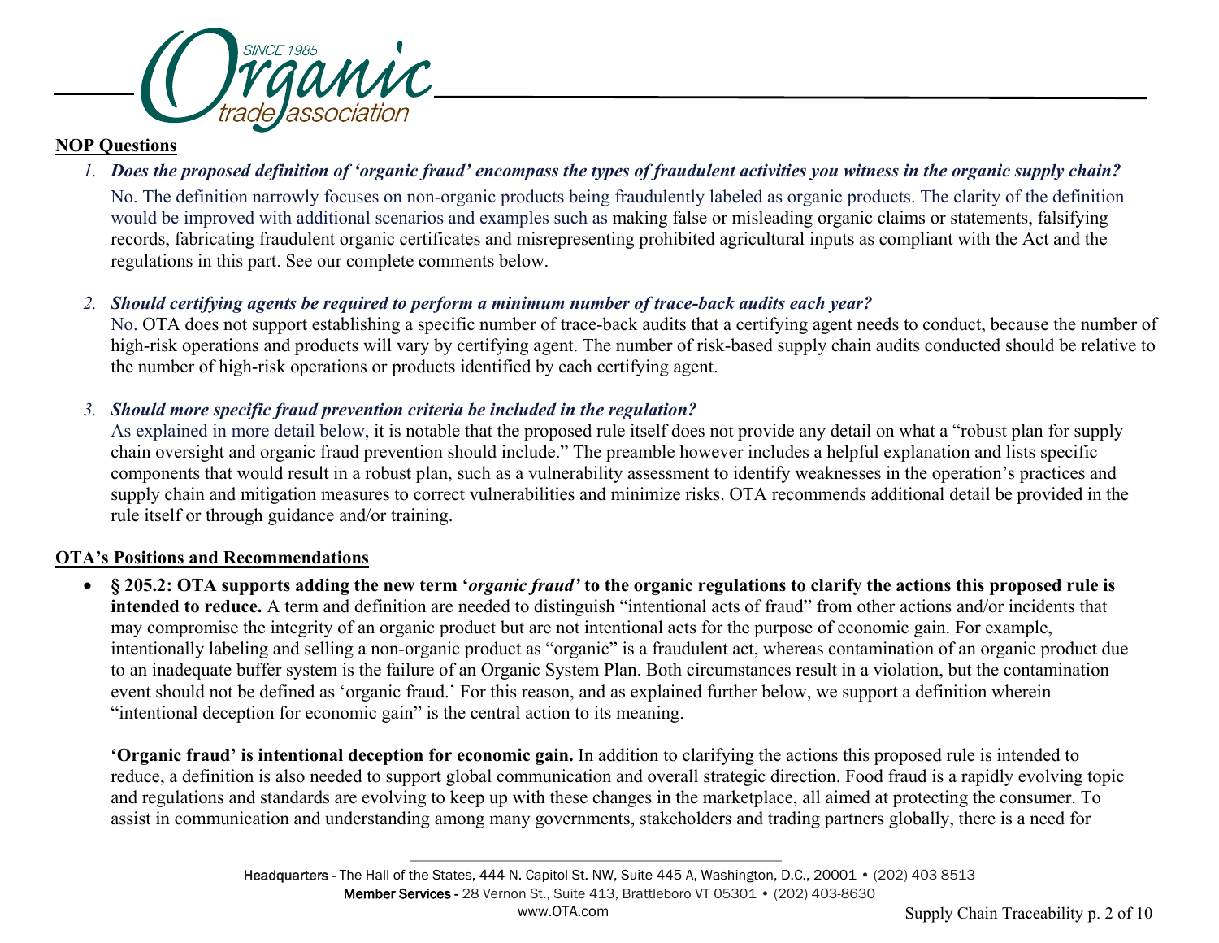**NOP Questions**

1. ***Does the proposed definition of 'organic fraud' encompass the types of fraudulent activities you witness in the organic supply chain?***

   No. The definition narrowly focuses on non-organic products being fraudulently labeled as organic products. The clarity of the definition would be improved with additional scenarios and examples such as making false or misleading organic claims or statements, falsifying records, fabricating fraudulent organic certificates and misrepresenting prohibited agricultural inputs as compliant with the Act and the regulations in this part. See our complete comments below.

2. ***Should certifying agents be required to perform a minimum number of trace-back audits each year?***

   No. OTA does not support establishing a specific number of trace-back audits that a certifying agent needs to conduct, because the number of high-risk operations and products will vary by certifying agent. The number of risk-based supply chain audits conducted should be relative to the number of high-risk operations or products identified by each certifying agent.

3. ***Should more specific fraud prevention criteria be included in the regulation?***

   As explained in more detail below, it is notable that the proposed rule itself does not provide any detail on what a "robust plan for supply chain oversight and organic fraud prevention should include." The preamble however includes a helpful explanation and lists specific components that would result in a robust plan, such as a vulnerability assessment to identify weaknesses in the operation's practices and supply chain and mitigation measures to correct vulnerabilities and minimize risks. OTA recommends additional detail be provided in the rule itself or through guidance and/or training.

**OTA's Positions and Recommendations**

- **§ 205.2: OTA supports adding the new term '*organic fraud'* to the organic regulations to clarify the actions this proposed rule is intended to reduce.** A term and definition are needed to distinguish "intentional acts of fraud" from other actions and/or incidents that may compromise the integrity of an organic product but are not intentional acts for the purpose of economic gain. For example, intentionally labeling and selling a non-organic product as "organic" is a fraudulent act, whereas contamination of an organic product due to an inadequate buffer system is the failure of an Organic System Plan. Both circumstances result in a violation, but the contamination event should not be defined as 'organic fraud.' For this reason, and as explained further below, we support a definition wherein "intentional deception for economic gain" is the central action to its meaning.

  **'Organic fraud' is intentional deception for economic gain.** In addition to clarifying the actions this proposed rule is intended to reduce, a definition is also needed to support global communication and overall strategic direction. Food fraud is a rapidly evolving topic and regulations and standards are evolving to keep up with these changes in the marketplace, all aimed at protecting the consumer. To assist in communication and understanding among many governments, stakeholders and trading partners globally, there is a need for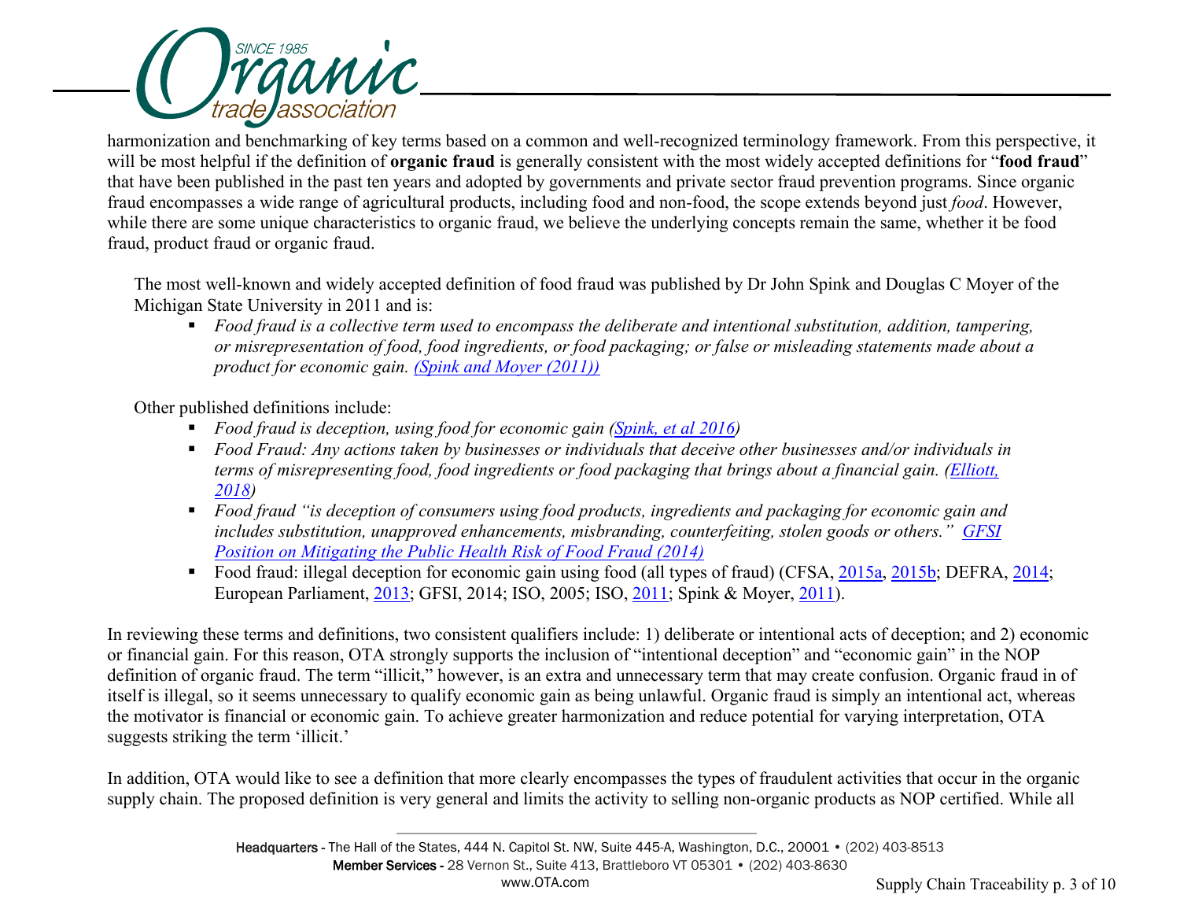harmonization and benchmarking of key terms based on a common and well-recognized terminology framework. From this perspective, it will be most helpful if the definition of **organic fraud** is generally consistent with the most widely accepted definitions for "**food fraud**" that have been published in the past ten years and adopted by governments and private sector fraud prevention programs. Since organic fraud encompasses a wide range of agricultural products, including food and non-food, the scope extends beyond just *food*. However, while there are some unique characteristics to organic fraud, we believe the underlying concepts remain the same, whether it be food fraud, product fraud or organic fraud.

The most well-known and widely accepted definition of food fraud was published by Dr John Spink and Douglas C Moyer of the Michigan State University in 2011 and is:

- *Food fraud is a collective term used to encompass the deliberate and intentional substitution, addition, tampering, or misrepresentation of food, food ingredients, or food packaging; or false or misleading statements made about a product for economic gain. (Spink and Moyer (2011))*

Other published definitions include:

- *Food fraud is deception, using food for economic gain (Spink, et al 2016)*
- *Food Fraud: Any actions taken by businesses or individuals that deceive other businesses and/or individuals in terms of misrepresenting food, food ingredients or food packaging that brings about a financial gain. (Elliott, 2018)*
- *Food fraud "is deception of consumers using food products, ingredients and packaging for economic gain and includes substitution, unapproved enhancements, misbranding, counterfeiting, stolen goods or others." GFSI Position on Mitigating the Public Health Risk of Food Fraud (2014)*
- Food fraud: illegal deception for economic gain using food (all types of fraud) (CFSA, 2015a, 2015b; DEFRA, 2014; European Parliament, 2013; GFSI, 2014; ISO, 2005; ISO, 2011; Spink & Moyer, 2011).

In reviewing these terms and definitions, two consistent qualifiers include: 1) deliberate or intentional acts of deception; and 2) economic or financial gain. For this reason, OTA strongly supports the inclusion of "intentional deception" and "economic gain" in the NOP definition of organic fraud. The term "illicit," however, is an extra and unnecessary term that may create confusion. Organic fraud in of itself is illegal, so it seems unnecessary to qualify economic gain as being unlawful. Organic fraud is simply an intentional act, whereas the motivator is financial or economic gain. To achieve greater harmonization and reduce potential for varying interpretation, OTA suggests striking the term 'illicit.'

In addition, OTA would like to see a definition that more clearly encompasses the types of fraudulent activities that occur in the organic supply chain. The proposed definition is very general and limits the activity to selling non-organic products as NOP certified. While all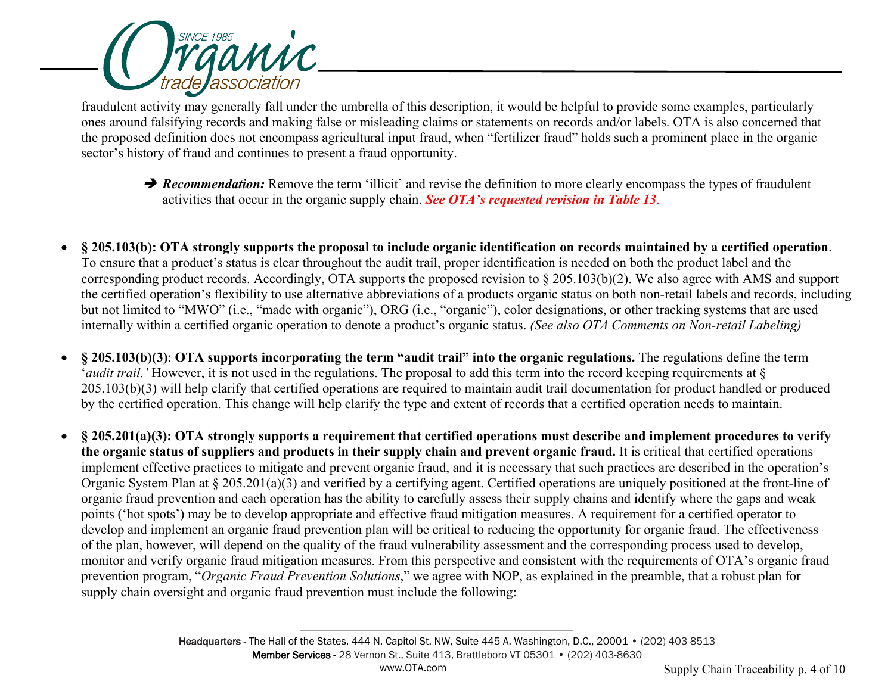fraudulent activity may generally fall under the umbrella of this description, it would be helpful to provide some examples, particularly ones around falsifying records and making false or misleading claims or statements on records and/or labels. OTA is also concerned that the proposed definition does not encompass agricultural input fraud, when "fertilizer fraud" holds such a prominent place in the organic sector's history of fraud and continues to present a fraud opportunity.

> ➔ ***Recommendation:*** Remove the term 'illicit' and revise the definition to more clearly encompass the types of fraudulent activities that occur in the organic supply chain. ***See OTA's requested revision in Table 13***.

- **§ 205.103(b): OTA strongly supports the proposal to include organic identification on records maintained by a certified operation**. To ensure that a product's status is clear throughout the audit trail, proper identification is needed on both the product label and the corresponding product records. Accordingly, OTA supports the proposed revision to § 205.103(b)(2). We also agree with AMS and support the certified operation's flexibility to use alternative abbreviations of a products organic status on both non-retail labels and records, including but not limited to "MWO" (i.e., "made with organic"), ORG (i.e., "organic"), color designations, or other tracking systems that are used internally within a certified organic operation to denote a product's organic status. *(See also OTA Comments on Non-retail Labeling)*

- **§ 205.103(b)(3)**: **OTA supports incorporating the term "audit trail" into the organic regulations.** The regulations define the term '*audit trail.'* However, it is not used in the regulations. The proposal to add this term into the record keeping requirements at § 205.103(b)(3) will help clarify that certified operations are required to maintain audit trail documentation for product handled or produced by the certified operation. This change will help clarify the type and extent of records that a certified operation needs to maintain.

- **§ 205.201(a)(3): OTA strongly supports a requirement that certified operations must describe and implement procedures to verify the organic status of suppliers and products in their supply chain and prevent organic fraud.** It is critical that certified operations implement effective practices to mitigate and prevent organic fraud, and it is necessary that such practices are described in the operation's Organic System Plan at § 205.201(a)(3) and verified by a certifying agent. Certified operations are uniquely positioned at the front-line of organic fraud prevention and each operation has the ability to carefully assess their supply chains and identify where the gaps and weak points ('hot spots') may be to develop appropriate and effective fraud mitigation measures. A requirement for a certified operator to develop and implement an organic fraud prevention plan will be critical to reducing the opportunity for organic fraud. The effectiveness of the plan, however, will depend on the quality of the fraud vulnerability assessment and the corresponding process used to develop, monitor and verify organic fraud mitigation measures. From this perspective and consistent with the requirements of OTA's organic fraud prevention program, "*Organic Fraud Prevention Solutions*," we agree with NOP, as explained in the preamble, that a robust plan for supply chain oversight and organic fraud prevention must include the following: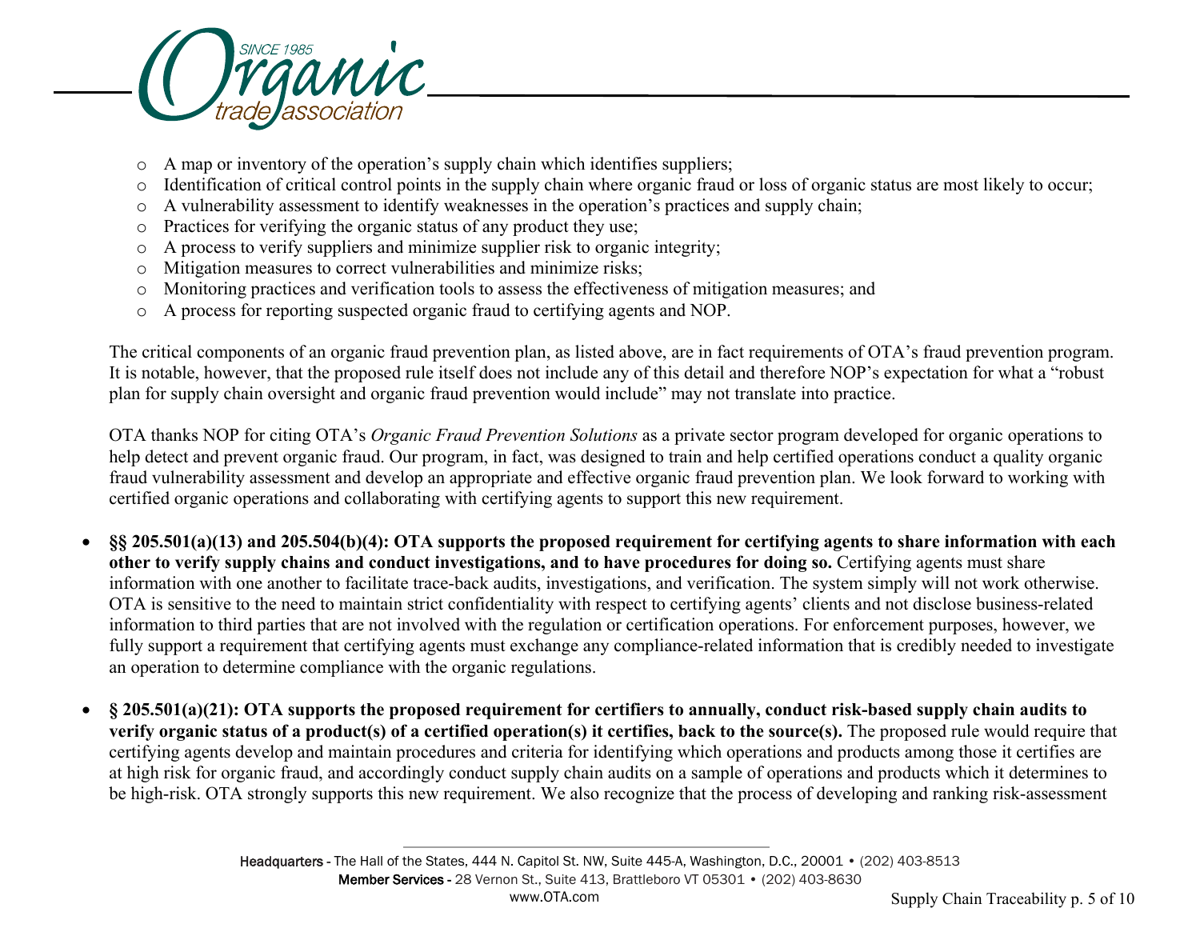- A map or inventory of the operation's supply chain which identifies suppliers;
- Identification of critical control points in the supply chain where organic fraud or loss of organic status are most likely to occur;
- A vulnerability assessment to identify weaknesses in the operation's practices and supply chain;
- Practices for verifying the organic status of any product they use;
- A process to verify suppliers and minimize supplier risk to organic integrity;
- Mitigation measures to correct vulnerabilities and minimize risks;
- Monitoring practices and verification tools to assess the effectiveness of mitigation measures; and
- A process for reporting suspected organic fraud to certifying agents and NOP.

The critical components of an organic fraud prevention plan, as listed above, are in fact requirements of OTA's fraud prevention program. It is notable, however, that the proposed rule itself does not include any of this detail and therefore NOP's expectation for what a "robust plan for supply chain oversight and organic fraud prevention would include" may not translate into practice.

OTA thanks NOP for citing OTA's *Organic Fraud Prevention Solutions* as a private sector program developed for organic operations to help detect and prevent organic fraud. Our program, in fact, was designed to train and help certified operations conduct a quality organic fraud vulnerability assessment and develop an appropriate and effective organic fraud prevention plan. We look forward to working with certified organic operations and collaborating with certifying agents to support this new requirement.

- **§§ 205.501(a)(13) and 205.504(b)(4): OTA supports the proposed requirement for certifying agents to share information with each other to verify supply chains and conduct investigations, and to have procedures for doing so.** Certifying agents must share information with one another to facilitate trace-back audits, investigations, and verification. The system simply will not work otherwise. OTA is sensitive to the need to maintain strict confidentiality with respect to certifying agents' clients and not disclose business-related information to third parties that are not involved with the regulation or certification operations. For enforcement purposes, however, we fully support a requirement that certifying agents must exchange any compliance-related information that is credibly needed to investigate an operation to determine compliance with the organic regulations.

- **§ 205.501(a)(21): OTA supports the proposed requirement for certifiers to annually, conduct risk-based supply chain audits to verify organic status of a product(s) of a certified operation(s) it certifies, back to the source(s).** The proposed rule would require that certifying agents develop and maintain procedures and criteria for identifying which operations and products among those it certifies are at high risk for organic fraud, and accordingly conduct supply chain audits on a sample of operations and products which it determines to be high-risk. OTA strongly supports this new requirement. We also recognize that the process of developing and ranking risk-assessment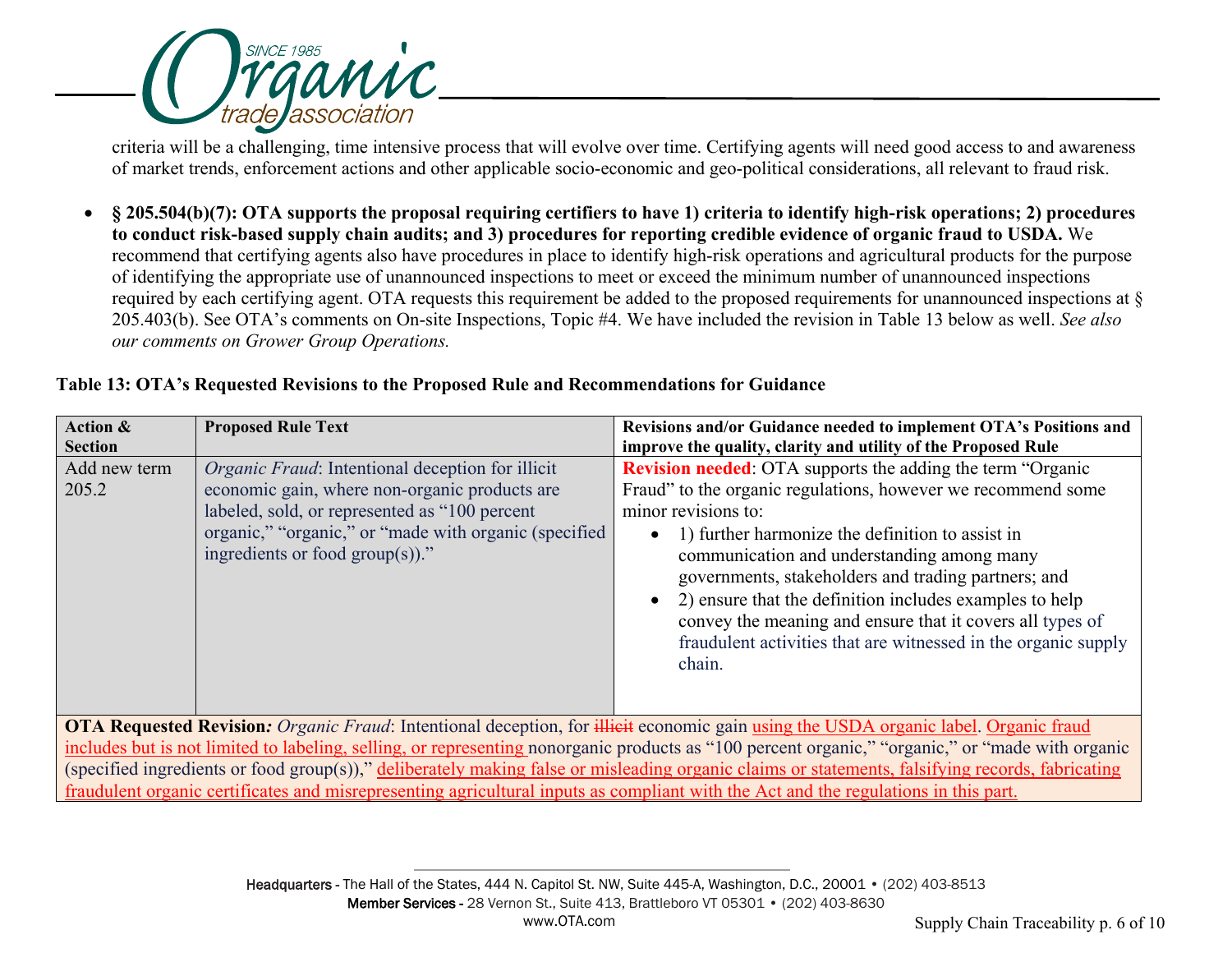criteria will be a challenging, time intensive process that will evolve over time. Certifying agents will need good access to and awareness of market trends, enforcement actions and other applicable socio-economic and geo-political considerations, all relevant to fraud risk.

- **§ 205.504(b)(7): OTA supports the proposal requiring certifiers to have 1) criteria to identify high-risk operations; 2) procedures to conduct risk-based supply chain audits; and 3) procedures for reporting credible evidence of organic fraud to USDA.** We recommend that certifying agents also have procedures in place to identify high-risk operations and agricultural products for the purpose of identifying the appropriate use of unannounced inspections to meet or exceed the minimum number of unannounced inspections required by each certifying agent. OTA requests this requirement be added to the proposed requirements for unannounced inspections at § 205.403(b). See OTA's comments on On-site Inspections, Topic #4. We have included the revision in Table 13 below as well. *See also our comments on Grower Group Operations.*

**Table 13: OTA's Requested Revisions to the Proposed Rule and Recommendations for Guidance**

| Action & Section | Proposed Rule Text | Revisions and/or Guidance needed to implement OTA's Positions and improve the quality, clarity and utility of the Proposed Rule |
|---|---|---|
| Add new term 205.2 | *Organic Fraud*: Intentional deception for illicit economic gain, where non-organic products are labeled, sold, or represented as "100 percent organic," "organic," or "made with organic (specified ingredients or food group(s))." | **Revision needed**: OTA supports the adding the term "Organic Fraud" to the organic regulations, however we recommend some minor revisions to: <br>• 1) further harmonize the definition to assist in communication and understanding among many governments, stakeholders and trading partners; and <br>• 2) ensure that the definition includes examples to help convey the meaning and ensure that it covers all types of fraudulent activities that are witnessed in the organic supply chain. |
| **OTA Requested Revision***:* *Organic Fraud*: Intentional deception, for ~~illicit~~ economic gain using the USDA organic label. Organic fraud includes but is not limited to labeling, selling, or representing nonorganic products as "100 percent organic," "organic," or "made with organic (specified ingredients or food group(s))," deliberately making false or misleading organic claims or statements, falsifying records, fabricating fraudulent organic certificates and misrepresenting agricultural inputs as compliant with the Act and the regulations in this part. | | |

Headquarters - The Hall of the States, 444 N. Capitol St. NW, Suite 445-A, Washington, D.C., 20001 • (202) 403-8513
Member Services - 28 Vernon St., Suite 413, Brattleboro VT 05301 • (202) 403-8630
www.OTA.com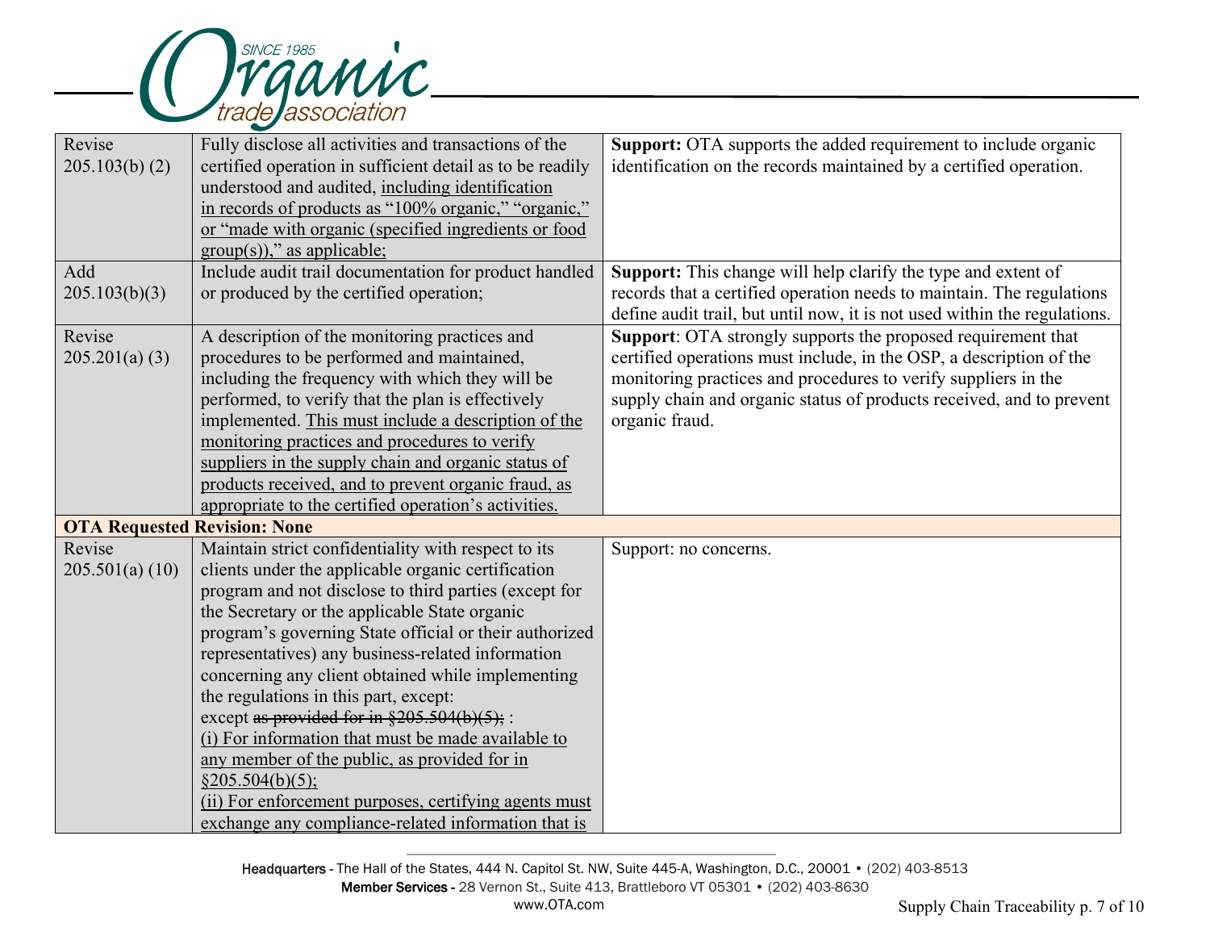| | | |
|---|---|---|
| Revise 205.103(b) (2) | Fully disclose all activities and transactions of the certified operation in sufficient detail as to be readily understood and audited, <u>including identification in records of products as "100% organic," "organic," or "made with organic (specified ingredients or food group(s))," as applicable;</u> | **Support:** OTA supports the added requirement to include organic identification on the records maintained by a certified operation. |
| Add 205.103(b)(3) | Include audit trail documentation for product handled or produced by the certified operation; | **Support:** This change will help clarify the type and extent of records that a certified operation needs to maintain. The regulations define audit trail, but until now, it is not used within the regulations. |
| Revise 205.201(a) (3) | A description of the monitoring practices and procedures to be performed and maintained, including the frequency with which they will be performed, to verify that the plan is effectively implemented. <u>This must include a description of the monitoring practices and procedures to verify suppliers in the supply chain and organic status of products received, and to prevent organic fraud, as appropriate to the certified operation's activities.</u> | **Support**: OTA strongly supports the proposed requirement that certified operations must include, in the OSP, a description of the monitoring practices and procedures to verify suppliers in the supply chain and organic status of products received, and to prevent organic fraud. |
| **OTA Requested Revision: None** | | |
| Revise 205.501(a) (10) | Maintain strict confidentiality with respect to its clients under the applicable organic certification program and not disclose to third parties (except for the Secretary or the applicable State organic program's governing State official or their authorized representatives) any business-related information concerning any client obtained while implementing the regulations in this part, except:<br>except ~~as provided for in §205.504(b)(5);~~ :<br><u>(i) For information that must be made available to any member of the public, as provided for in §205.504(b)(5);</u><br><u>(ii) For enforcement purposes, certifying agents must exchange any compliance-related information that is</u> | Support: no concerns. |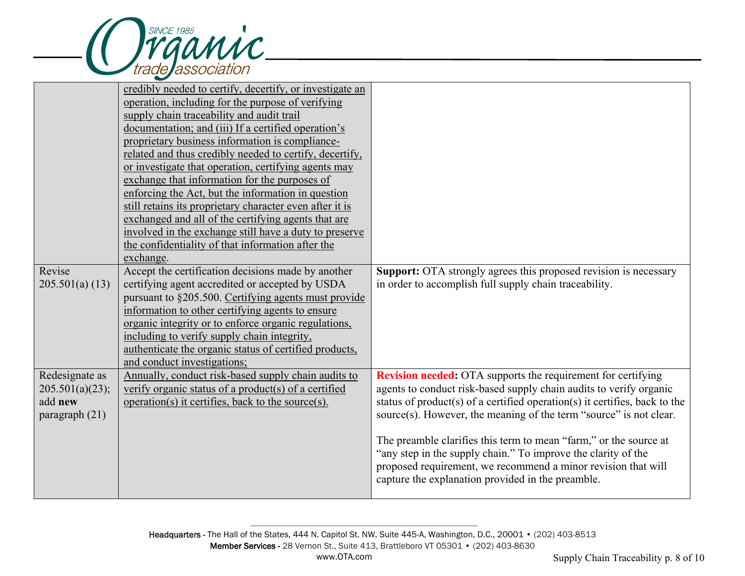| | | |
|---|---|---|
| | <u>credibly needed to certify, decertify, or investigate an operation, including for the purpose of verifying supply chain traceability and audit trail documentation; and (iii) If a certified operation's proprietary business information is compliance-related and thus credibly needed to certify, decertify, or investigate that operation, certifying agents may exchange that information for the purposes of enforcing the Act, but the information in question still retains its proprietary character even after it is exchanged and all of the certifying agents that are involved in the exchange still have a duty to preserve the confidentiality of that information after the exchange</u>. | |
| Revise 205.501(a) (13) | Accept the certification decisions made by another certifying agent accredited or accepted by USDA pursuant to §205.500. <u>Certifying agents must provide information to other certifying agents to ensure organic integrity or to enforce organic regulations, including to verify supply chain integrity, authenticate the organic status of certified products, and conduct investigations;</u> | **Support:** OTA strongly agrees this proposed revision is necessary in order to accomplish full supply chain traceability. |
| Redesignate as 205.501(a)(23); add **new** paragraph (21) | <u>Annually, conduct risk-based supply chain audits to verify organic status of a product(s) of a certified operation(s) it certifies, back to the source(s).</u> | **Revision needed:** OTA supports the requirement for certifying agents to conduct risk-based supply chain audits to verify organic status of product(s) of a certified operation(s) it certifies, back to the source(s). However, the meaning of the term "source" is not clear.<br><br>The preamble clarifies this term to mean "farm," or the source at "any step in the supply chain." To improve the clarity of the proposed requirement, we recommend a minor revision that will capture the explanation provided in the preamble. |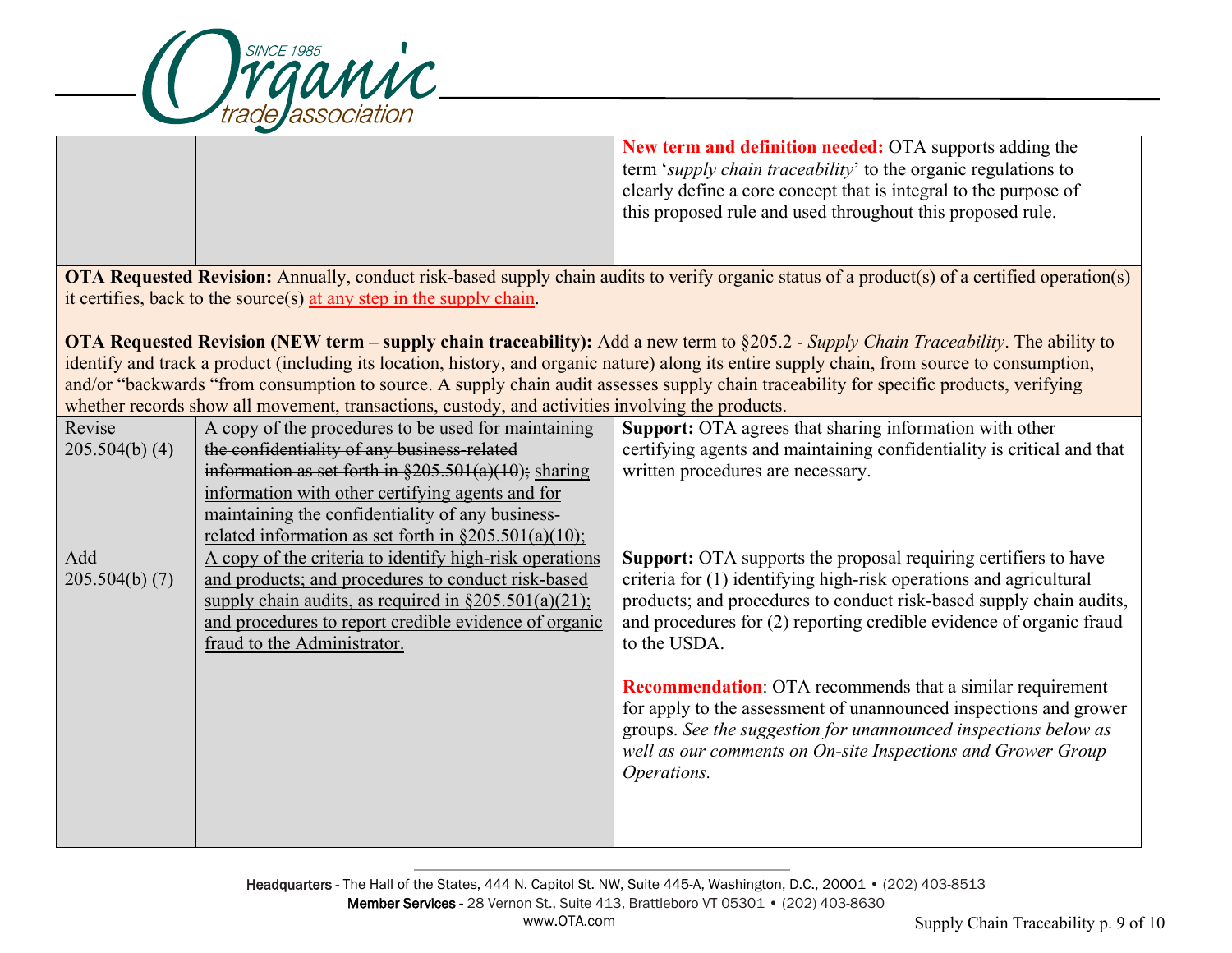| | | |
|---|---|---|
| | | **New term and definition needed:** OTA supports adding the term '*supply chain traceability*' to the organic regulations to clearly define a core concept that is integral to the purpose of this proposed rule and used throughout this proposed rule. |

**OTA Requested Revision:** Annually, conduct risk-based supply chain audits to verify organic status of a product(s) of a certified operation(s) it certifies, back to the source(s) <u>at any step in the supply chain</u>.

**OTA Requested Revision (NEW term – supply chain traceability):** Add a new term to §205.2 - *Supply Chain Traceability*. The ability to identify and track a product (including its location, history, and organic nature) along its entire supply chain, from source to consumption, and/or "backwards "from consumption to source. A supply chain audit assesses supply chain traceability for specific products, verifying whether records show all movement, transactions, custody, and activities involving the products.

| | | |
|---|---|---|
| Revise 205.504(b) (4) | A copy of the procedures to be used for ~~maintaining the confidentiality of any business-related information as set forth in §205.501(a)(10);~~ <u>sharing information with other certifying agents and for maintaining the confidentiality of any business-related information as set forth in §205.501(a)(10);</u> | **Support:** OTA agrees that sharing information with other certifying agents and maintaining confidentiality is critical and that written procedures are necessary. |
| Add 205.504(b) (7) | <u>A copy of the criteria to identify high-risk operations and products; and procedures to conduct risk-based supply chain audits, as required in §205.501(a)(21); and procedures to report credible evidence of organic fraud to the Administrator.</u> | **Support:** OTA supports the proposal requiring certifiers to have criteria for (1) identifying high-risk operations and agricultural products; and procedures to conduct risk-based supply chain audits, and procedures for (2) reporting credible evidence of organic fraud to the USDA.<br><br>**Recommendation**: OTA recommends that a similar requirement for apply to the assessment of unannounced inspections and grower groups. *See the suggestion for unannounced inspections below as well as our comments on On-site Inspections and Grower Group Operations.* |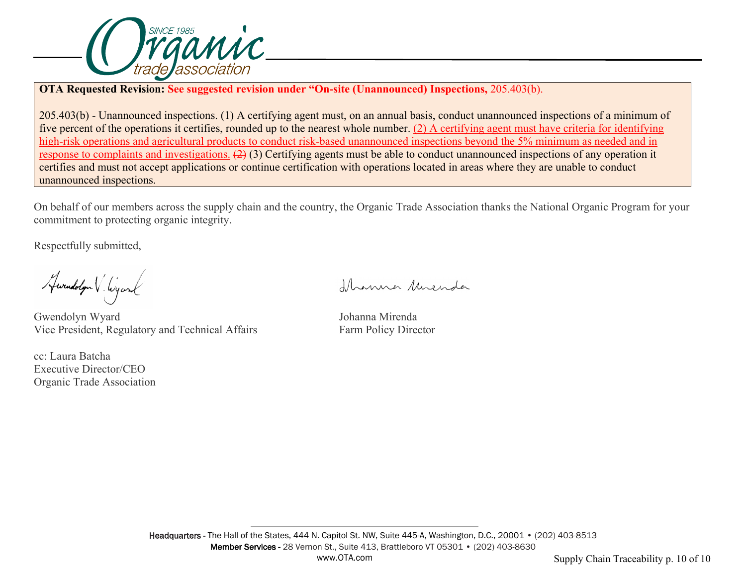**OTA Requested Revision: See suggested revision under "On-site (Unannounced) Inspections,** 205.403(b).

205.403(b) - Unannounced inspections. (1) A certifying agent must, on an annual basis, conduct unannounced inspections of a minimum of five percent of the operations it certifies, rounded up to the nearest whole number. <u>(2) A certifying agent must have criteria for identifying high-risk operations and agricultural products to conduct risk-based unannounced inspections beyond the 5% minimum as needed and in response to complaints and investigations.</u> ~~(2)~~ (3) Certifying agents must be able to conduct unannounced inspections of any operation it certifies and must not accept applications or continue certification with operations located in areas where they are unable to conduct unannounced inspections.

On behalf of our members across the supply chain and the country, the Organic Trade Association thanks the National Organic Program for your commitment to protecting organic integrity.

Respectfully submitted,

Gwendolyn Wyard
Vice President, Regulatory and Technical Affairs

Johanna Mirenda
Farm Policy Director

cc: Laura Batcha
Executive Director/CEO
Organic Trade Association